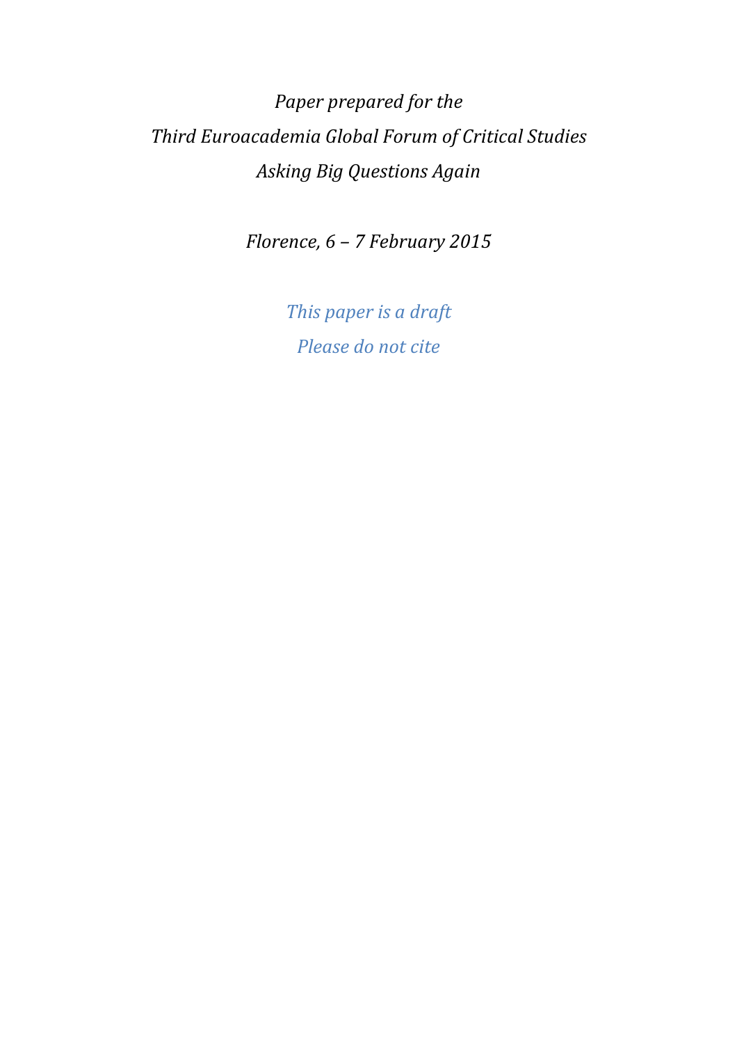*Paper prepared for the*

*Third Euroacademia Global Forum of Critical Studies*

*Asking Big Questions Again*

*Florence, 6 – 7 February 2015*

*This paper is a draft*

*Please do not cite*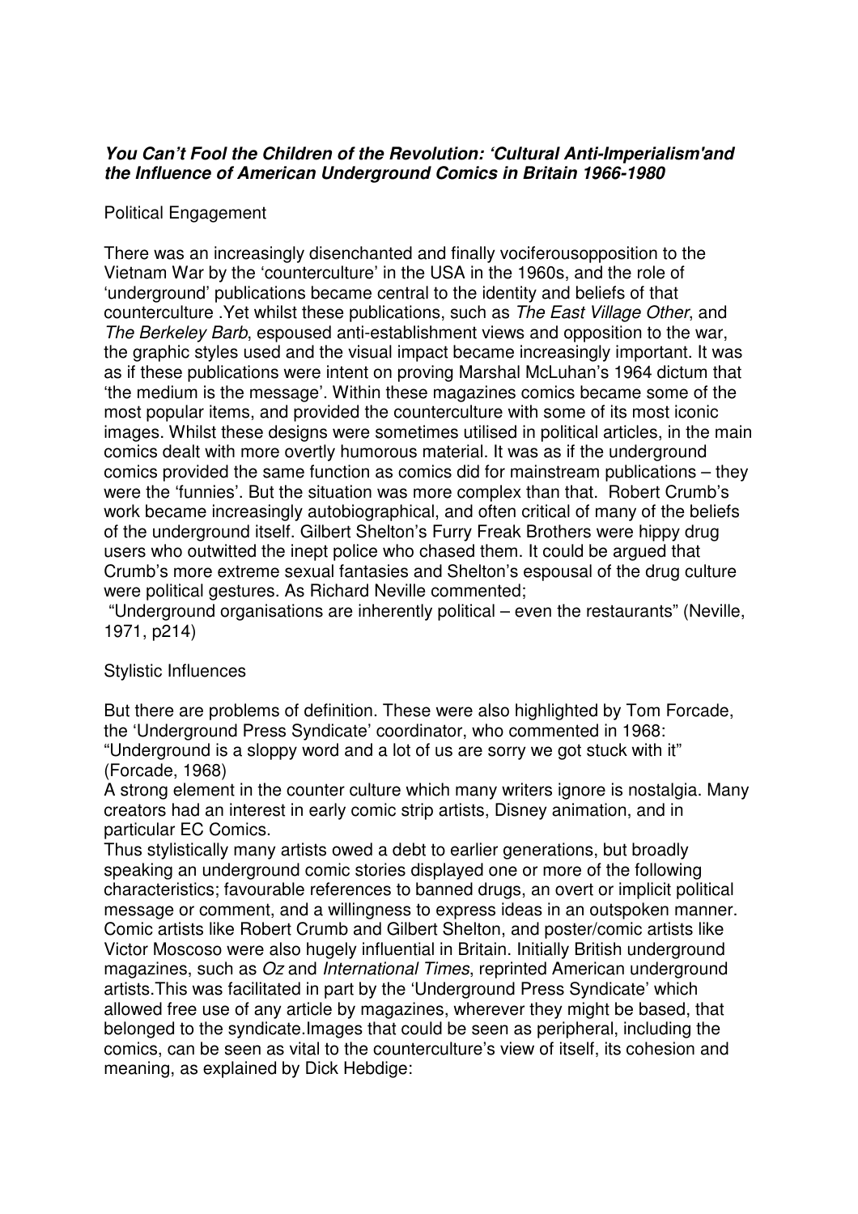***You Can't Fool the Children of the Revolution: 'Cultural Anti-Imperialism'and the Influence of American Underground Comics in Britain 1966-1980***

Political Engagement

There was an increasingly disenchanted and finally vociferousopposition to the Vietnam War by the 'counterculture' in the USA in the 1960s, and the role of 'underground' publications became central to the identity and beliefs of that counterculture .Yet whilst these publications, such as *The East Village Other*, and *The Berkeley Barb*, espoused anti-establishment views and opposition to the war, the graphic styles used and the visual impact became increasingly important. It was as if these publications were intent on proving Marshal McLuhan's 1964 dictum that 'the medium is the message'. Within these magazines comics became some of the most popular items, and provided the counterculture with some of its most iconic images. Whilst these designs were sometimes utilised in political articles, in the main comics dealt with more overtly humorous material. It was as if the underground comics provided the same function as comics did for mainstream publications – they were the 'funnies'. But the situation was more complex than that. Robert Crumb's work became increasingly autobiographical, and often critical of many of the beliefs of the underground itself. Gilbert Shelton's Furry Freak Brothers were hippy drug users who outwitted the inept police who chased them. It could be argued that Crumb's more extreme sexual fantasies and Shelton's espousal of the drug culture were political gestures. As Richard Neville commented;

"Underground organisations are inherently political – even the restaurants" (Neville, 1971, p214)

Stylistic Influences

But there are problems of definition. These were also highlighted by Tom Forcade, the 'Underground Press Syndicate' coordinator, who commented in 1968:
"Underground is a sloppy word and a lot of us are sorry we got stuck with it" (Forcade, 1968)

A strong element in the counter culture which many writers ignore is nostalgia. Many creators had an interest in early comic strip artists, Disney animation, and in particular EC Comics.

Thus stylistically many artists owed a debt to earlier generations, but broadly speaking an underground comic stories displayed one or more of the following characteristics; favourable references to banned drugs, an overt or implicit political message or comment, and a willingness to express ideas in an outspoken manner. Comic artists like Robert Crumb and Gilbert Shelton, and poster/comic artists like Victor Moscoso were also hugely influential in Britain. Initially British underground magazines, such as *Oz* and *International Times*, reprinted American underground artists.This was facilitated in part by the 'Underground Press Syndicate' which allowed free use of any article by magazines, wherever they might be based, that belonged to the syndicate.Images that could be seen as peripheral, including the comics, can be seen as vital to the counterculture's view of itself, its cohesion and meaning, as explained by Dick Hebdige: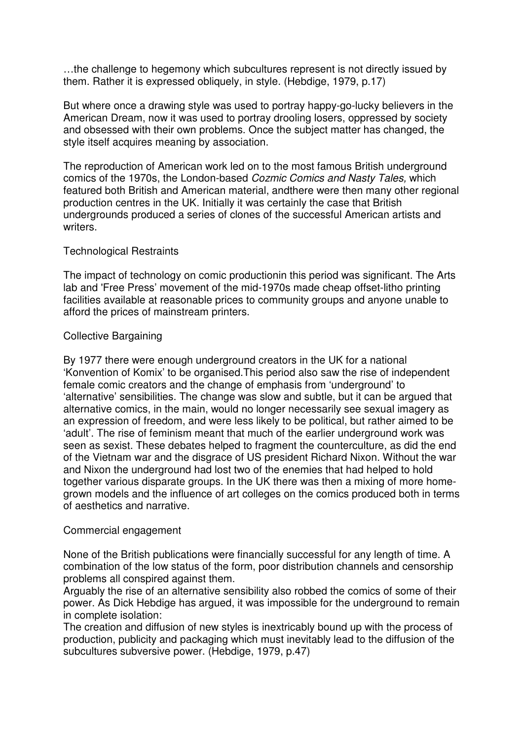…the challenge to hegemony which subcultures represent is not directly issued by them. Rather it is expressed obliquely, in style. (Hebdige, 1979, p.17)

But where once a drawing style was used to portray happy-go-lucky believers in the American Dream, now it was used to portray drooling losers, oppressed by society and obsessed with their own problems. Once the subject matter has changed, the style itself acquires meaning by association.

The reproduction of American work led on to the most famous British underground comics of the 1970s, the London-based *Cozmic Comics and Nasty Tales,* which featured both British and American material, andthere were then many other regional production centres in the UK. Initially it was certainly the case that British undergrounds produced a series of clones of the successful American artists and writers.

## Technological Restraints

The impact of technology on comic productionin this period was significant. The Arts lab and 'Free Press' movement of the mid-1970s made cheap offset-litho printing facilities available at reasonable prices to community groups and anyone unable to afford the prices of mainstream printers.

## Collective Bargaining

By 1977 there were enough underground creators in the UK for a national 'Konvention of Komix' to be organised.This period also saw the rise of independent female comic creators and the change of emphasis from 'underground' to 'alternative' sensibilities. The change was slow and subtle, but it can be argued that alternative comics, in the main, would no longer necessarily see sexual imagery as an expression of freedom, and were less likely to be political, but rather aimed to be 'adult'. The rise of feminism meant that much of the earlier underground work was seen as sexist. These debates helped to fragment the counterculture, as did the end of the Vietnam war and the disgrace of US president Richard Nixon. Without the war and Nixon the underground had lost two of the enemies that had helped to hold together various disparate groups. In the UK there was then a mixing of more home-grown models and the influence of art colleges on the comics produced both in terms of aesthetics and narrative.

## Commercial engagement

None of the British publications were financially successful for any length of time. A combination of the low status of the form, poor distribution channels and censorship problems all conspired against them.

Arguably the rise of an alternative sensibility also robbed the comics of some of their power. As Dick Hebdige has argued, it was impossible for the underground to remain in complete isolation:

The creation and diffusion of new styles is inextricably bound up with the process of production, publicity and packaging which must inevitably lead to the diffusion of the subcultures subversive power. (Hebdige, 1979, p.47)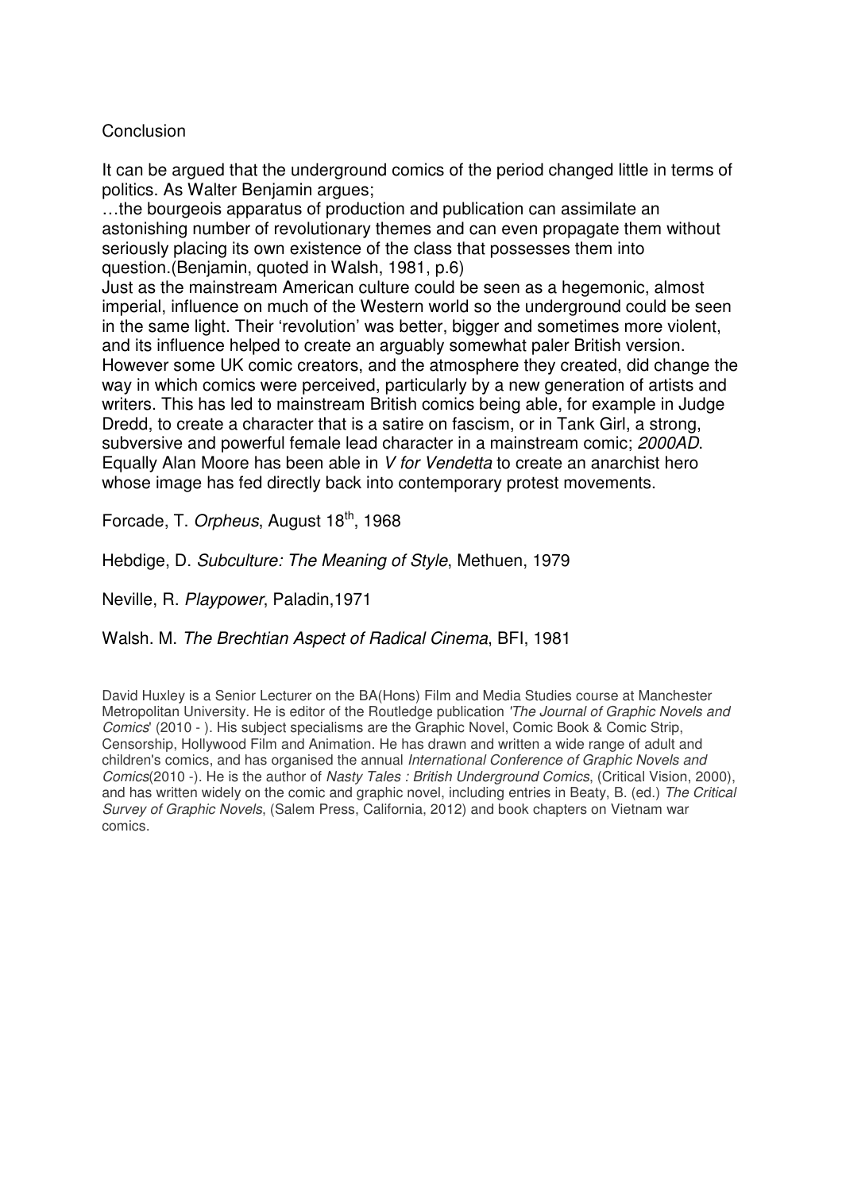## Conclusion

It can be argued that the underground comics of the period changed little in terms of politics. As Walter Benjamin argues;

…the bourgeois apparatus of production and publication can assimilate an astonishing number of revolutionary themes and can even propagate them without seriously placing its own existence of the class that possesses them into question.(Benjamin, quoted in Walsh, 1981, p.6)

Just as the mainstream American culture could be seen as a hegemonic, almost imperial, influence on much of the Western world so the underground could be seen in the same light. Their 'revolution' was better, bigger and sometimes more violent, and its influence helped to create an arguably somewhat paler British version. However some UK comic creators, and the atmosphere they created, did change the way in which comics were perceived, particularly by a new generation of artists and writers. This has led to mainstream British comics being able, for example in Judge Dredd, to create a character that is a satire on fascism, or in Tank Girl, a strong, subversive and powerful female lead character in a mainstream comic; *2000AD*. Equally Alan Moore has been able in *V for Vendetta* to create an anarchist hero whose image has fed directly back into contemporary protest movements.

Forcade, T. *Orpheus*, August 18th, 1968

Hebdige, D. *Subculture: The Meaning of Style*, Methuen, 1979

Neville, R. *Playpower*, Paladin,1971

Walsh. M. *The Brechtian Aspect of Radical Cinema*, BFI, 1981

David Huxley is a Senior Lecturer on the BA(Hons) Film and Media Studies course at Manchester Metropolitan University. He is editor of the Routledge publication *'The Journal of Graphic Novels and Comics'* (2010 - ). His subject specialisms are the Graphic Novel, Comic Book & Comic Strip, Censorship, Hollywood Film and Animation. He has drawn and written a wide range of adult and children's comics, and has organised the annual *International Conference of Graphic Novels and Comics*(2010 -). He is the author of *Nasty Tales : British Underground Comics*, (Critical Vision, 2000), and has written widely on the comic and graphic novel, including entries in Beaty, B. (ed.) *The Critical Survey of Graphic Novels*, (Salem Press, California, 2012) and book chapters on Vietnam war comics.